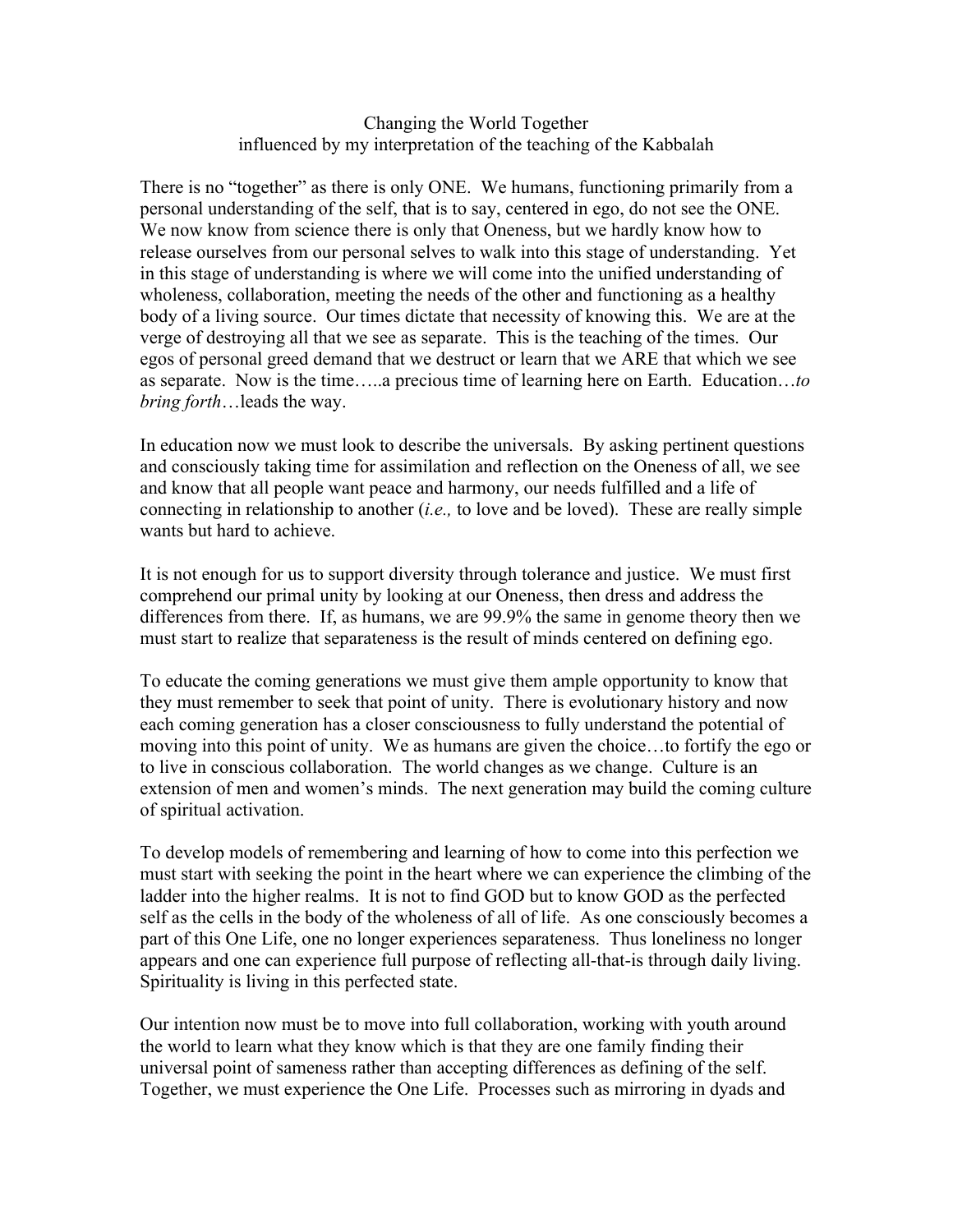# Changing the World Together

influenced by my interpretation of the teaching of the Kabbalah

There is no "together" as there is only ONE. We humans, functioning primarily from a personal understanding of the self, that is to say, centered in ego, do not see the ONE. We now know from science there is only that Oneness, but we hardly know how to release ourselves from our personal selves to walk into this stage of understanding. Yet in this stage of understanding is where we will come into the unified understanding of wholeness, collaboration, meeting the needs of the other and functioning as a healthy body of a living source. Our times dictate that necessity of knowing this. We are at the verge of destroying all that we see as separate. This is the teaching of the times. Our egos of personal greed demand that we destruct or learn that we ARE that which we see as separate. Now is the time…..a precious time of learning here on Earth. Education…*to bring forth*…leads the way.

In education now we must look to describe the universals. By asking pertinent questions and consciously taking time for assimilation and reflection on the Oneness of all, we see and know that all people want peace and harmony, our needs fulfilled and a life of connecting in relationship to another (*i.e.,* to love and be loved). These are really simple wants but hard to achieve.

It is not enough for us to support diversity through tolerance and justice. We must first comprehend our primal unity by looking at our Oneness, then dress and address the differences from there. If, as humans, we are 99.9% the same in genome theory then we must start to realize that separateness is the result of minds centered on defining ego.

To educate the coming generations we must give them ample opportunity to know that they must remember to seek that point of unity. There is evolutionary history and now each coming generation has a closer consciousness to fully understand the potential of moving into this point of unity. We as humans are given the choice…to fortify the ego or to live in conscious collaboration. The world changes as we change. Culture is an extension of men and women's minds. The next generation may build the coming culture of spiritual activation.

To develop models of remembering and learning of how to come into this perfection we must start with seeking the point in the heart where we can experience the climbing of the ladder into the higher realms. It is not to find GOD but to know GOD as the perfected self as the cells in the body of the wholeness of all of life. As one consciously becomes a part of this One Life, one no longer experiences separateness. Thus loneliness no longer appears and one can experience full purpose of reflecting all-that-is through daily living. Spirituality is living in this perfected state.

Our intention now must be to move into full collaboration, working with youth around the world to learn what they know which is that they are one family finding their universal point of sameness rather than accepting differences as defining of the self. Together, we must experience the One Life. Processes such as mirroring in dyads and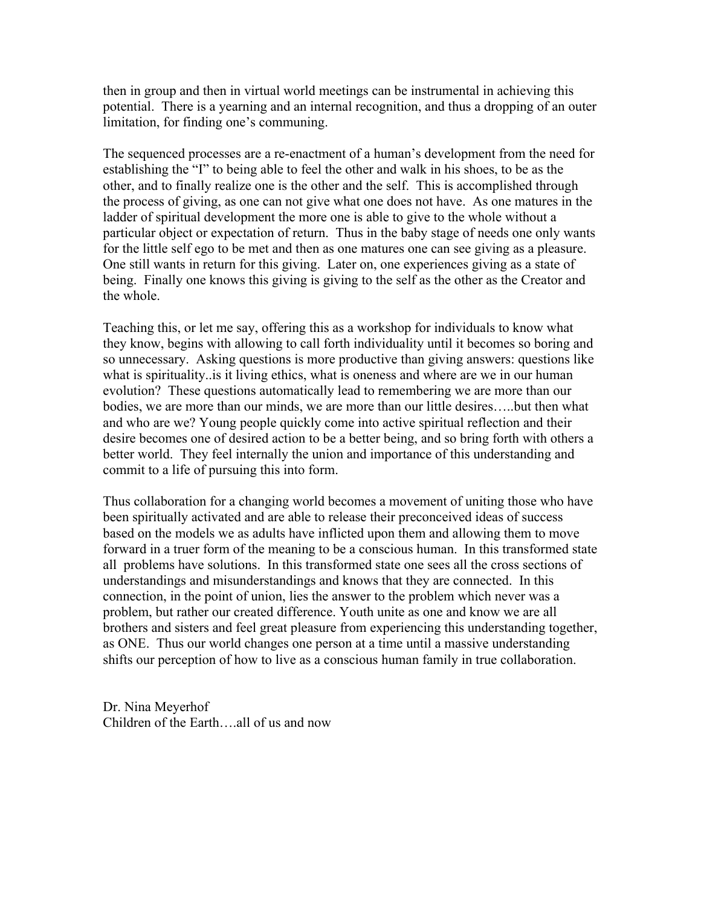then in group and then in virtual world meetings can be instrumental in achieving this potential. There is a yearning and an internal recognition, and thus a dropping of an outer limitation, for finding one's communing.

The sequenced processes are a re-enactment of a human's development from the need for establishing the "I" to being able to feel the other and walk in his shoes, to be as the other, and to finally realize one is the other and the self. This is accomplished through the process of giving, as one can not give what one does not have. As one matures in the ladder of spiritual development the more one is able to give to the whole without a particular object or expectation of return. Thus in the baby stage of needs one only wants for the little self ego to be met and then as one matures one can see giving as a pleasure. One still wants in return for this giving. Later on, one experiences giving as a state of being. Finally one knows this giving is giving to the self as the other as the Creator and the whole.

Teaching this, or let me say, offering this as a workshop for individuals to know what they know, begins with allowing to call forth individuality until it becomes so boring and so unnecessary. Asking questions is more productive than giving answers: questions like what is spirituality..is it living ethics, what is oneness and where are we in our human evolution? These questions automatically lead to remembering we are more than our bodies, we are more than our minds, we are more than our little desires…..but then what and who are we? Young people quickly come into active spiritual reflection and their desire becomes one of desired action to be a better being, and so bring forth with others a better world. They feel internally the union and importance of this understanding and commit to a life of pursuing this into form.

Thus collaboration for a changing world becomes a movement of uniting those who have been spiritually activated and are able to release their preconceived ideas of success based on the models we as adults have inflicted upon them and allowing them to move forward in a truer form of the meaning to be a conscious human. In this transformed state all problems have solutions. In this transformed state one sees all the cross sections of understandings and misunderstandings and knows that they are connected. In this connection, in the point of union, lies the answer to the problem which never was a problem, but rather our created difference. Youth unite as one and know we are all brothers and sisters and feel great pleasure from experiencing this understanding together, as ONE. Thus our world changes one person at a time until a massive understanding shifts our perception of how to live as a conscious human family in true collaboration.

Dr. Nina Meyerhof
Children of the Earth….all of us and now